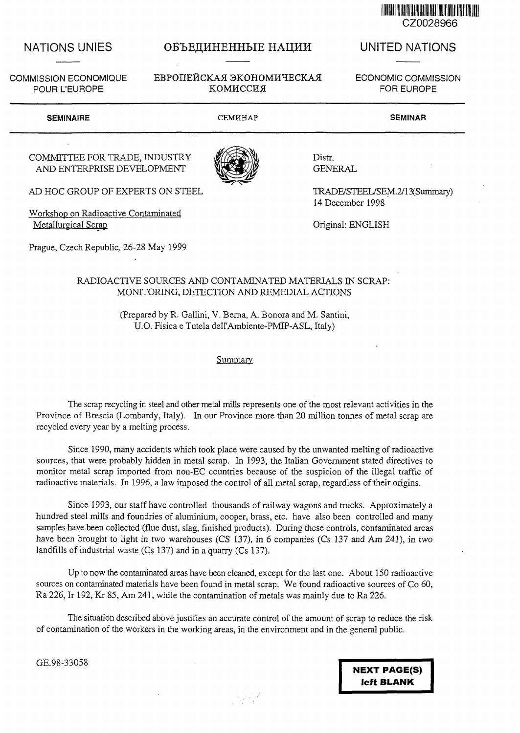CZ0028966

NATIONS UNIES | ОБЪЕДИНЕННЫЕ НАЦИИ | UNITED NATIONS

COMMISSION ECONOMIQUE POUR L'EUROPE | ЕВРОПЕЙСКАЯ ЭКОНОМИЧЕСКАЯ КОМИССИЯ | ECONOMIC COMMISSION FOR EUROPE

**SEMINAIRE** | СЕМИНАР | **SEMINAR**

COMMITTEE FOR TRADE, INDUSTRY AND ENTERPRISE DEVELOPMENT

AD HOC GROUP OF EXPERTS ON STEEL

Workshop on Radioactive Contaminated Metallurgical Scrap

Prague, Czech Republic, 26-28 May 1999

Distr. GENERAL

TRADE/STEEL/SEM.2/13(Summary)
14 December 1998

Original: ENGLISH

# RADIOACTIVE SOURCES AND CONTAMINATED MATERIALS IN SCRAP: MONITORING, DETECTION AND REMEDIAL ACTIONS

(Prepared by R. Gallini, V. Berna, A. Bonora and M. Santini, U.O. Fisica e Tutela dell'Ambiente-PMIP-ASL, Italy)

## Summary

The scrap recycling in steel and other metal mills represents one of the most relevant activities in the Province of Brescia (Lombardy, Italy). In our Province more than 20 million tonnes of metal scrap are recycled every year by a melting process.

Since 1990, many accidents which took place were caused by the unwanted melting of radioactive sources, that were probably hidden in metal scrap. In 1993, the Italian Government stated directives to monitor metal scrap imported from non-EC countries because of the suspicion of the illegal traffic of radioactive materials. In 1996, a law imposed the control of all metal scrap, regardless of their origins.

Since 1993, our staff have controlled thousands of railway wagons and trucks. Approximately a hundred steel mills and foundries of aluminium, cooper, brass, etc. have also been controlled and many samples have been collected (flue dust, slag, finished products). During these controls, contaminated areas have been brought to light in two warehouses (CS 137), in 6 companies (Cs 137 and Am 241), in two landfills of industrial waste (Cs 137) and in a quarry (Cs 137).

Up to now the contaminated areas have been cleaned, except for the last one. About 150 radioactive sources on contaminated materials have been found in metal scrap. We found radioactive sources of Co 60, Ra 226, Ir 192, Kr 85, Am 241, while the contamination of metals was mainly due to Ra 226.

The situation described above justifies an accurate control of the amount of scrap to reduce the risk of contamination of the workers in the working areas, in the environment and in the general public.

GE.98-33058

**NEXT PAGE(S) left BLANK**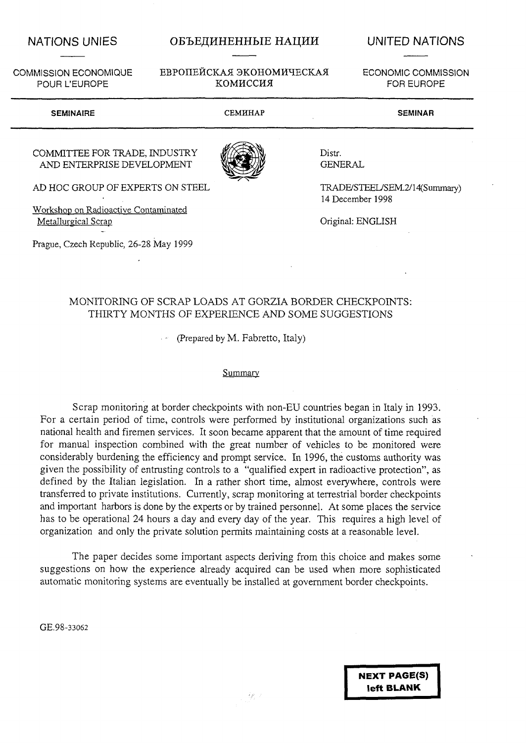NATIONS UNIES | ОБЪЕДИНЕННЫЕ НАЦИИ | UNITED NATIONS

COMMISSION ECONOMIQUE POUR L'EUROPE | ЕВРОПЕЙСКАЯ ЭКОНОМИЧЕСКАЯ КОМИССИЯ | ECONOMIC COMMISSION FOR EUROPE

SEMINAIRE | СЕМИНАР | SEMINAR

COMMITTEE FOR TRADE, INDUSTRY AND ENTERPRISE DEVELOPMENT

AD HOC GROUP OF EXPERTS ON STEEL

Workshop on Radioactive Contaminated Metallurgical Scrap

Prague, Czech Republic, 26-28 May 1999

Distr.
GENERAL

TRADE/STEEL/SEM.2/14(Summary)
14 December 1998

Original: ENGLISH

# MONITORING OF SCRAP LOADS AT GORZIA BORDER CHECKPOINTS: THIRTY MONTHS OF EXPERIENCE AND SOME SUGGESTIONS

(Prepared by M. Fabretto, Italy)

## Summary

Scrap monitoring at border checkpoints with non-EU countries began in Italy in 1993. For a certain period of time, controls were performed by institutional organizations such as national health and firemen services. It soon became apparent that the amount of time required for manual inspection combined with the great number of vehicles to be monitored were considerably burdening the efficiency and prompt service. In 1996, the customs authority was given the possibility of entrusting controls to a "qualified expert in radioactive protection", as defined by the Italian legislation. In a rather short time, almost everywhere, controls were transferred to private institutions. Currently, scrap monitoring at terrestrial border checkpoints and important harbors is done by the experts or by trained personnel. At some places the service has to be operational 24 hours a day and every day of the year. This requires a high level of organization and only the private solution permits maintaining costs at a reasonable level.

The paper decides some important aspects deriving from this choice and makes some suggestions on how the experience already acquired can be used when more sophisticated automatic monitoring systems are eventually be installed at government border checkpoints.

GE.98-33062

**NEXT PAGE(S) left BLANK**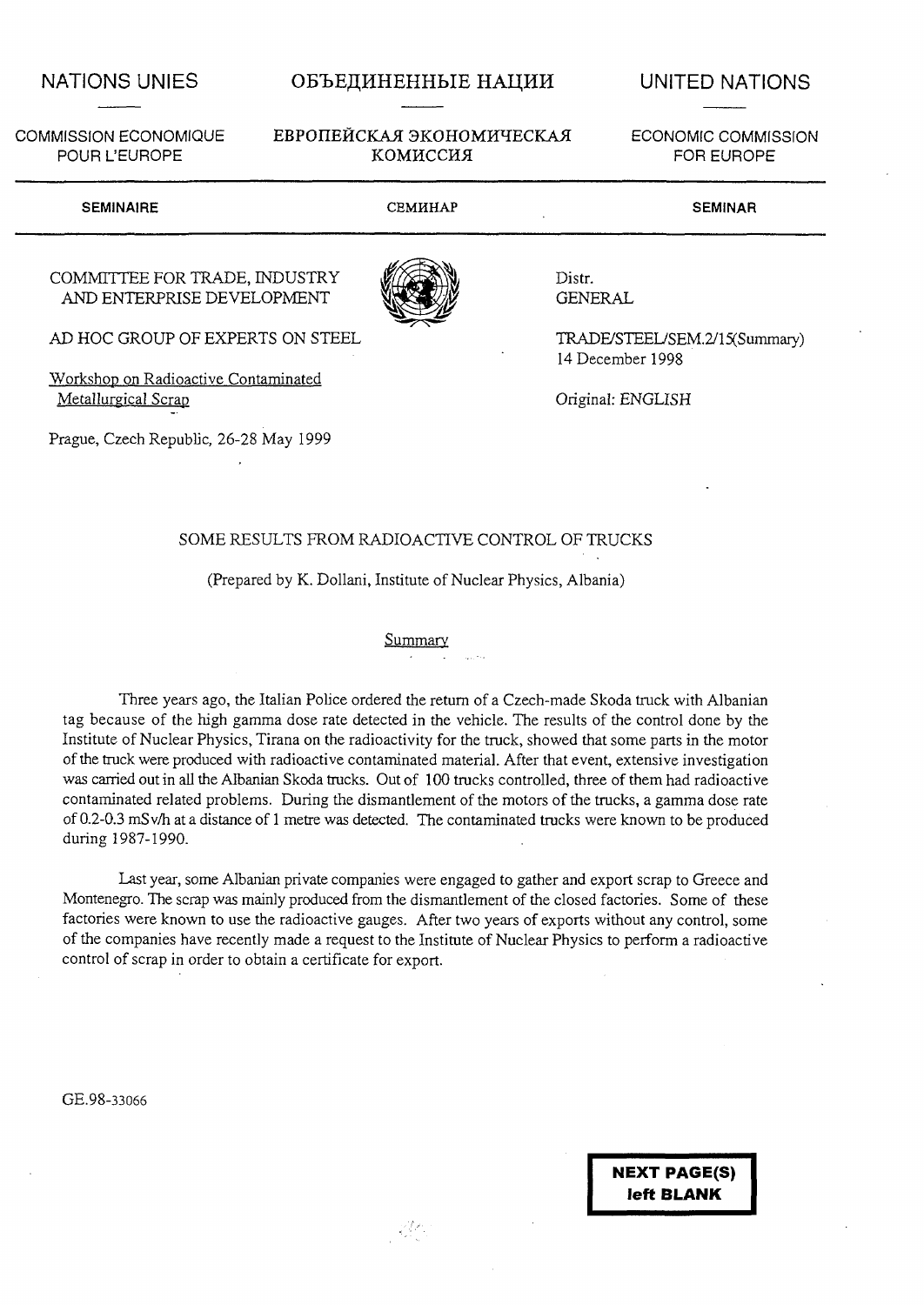NATIONS UNIES | ОБЪЕДИНЕННЫЕ НАЦИИ | UNITED NATIONS

COMMISSION ECONOMIQUE POUR L'EUROPE | ЕВРОПЕЙСКАЯ ЭКОНОМИЧЕСКАЯ КОМИССИЯ | ECONOMIC COMMISSION FOR EUROPE

SEMINAIRE | СЕМИНАР | SEMINAR

COMMITTEE FOR TRADE, INDUSTRY AND ENTERPRISE DEVELOPMENT

AD HOC GROUP OF EXPERTS ON STEEL

Workshop on Radioactive Contaminated Metallurgical Scrap

Prague, Czech Republic, 26-28 May 1999

Distr.
GENERAL

TRADE/STEEL/SEM.2/15(Summary)
14 December 1998

Original: ENGLISH

# SOME RESULTS FROM RADIOACTIVE CONTROL OF TRUCKS

(Prepared by K. Dollani, Institute of Nuclear Physics, Albania)

## Summary

Three years ago, the Italian Police ordered the return of a Czech-made Skoda truck with Albanian tag because of the high gamma dose rate detected in the vehicle. The results of the control done by the Institute of Nuclear Physics, Tirana on the radioactivity for the truck, showed that some parts in the motor of the truck were produced with radioactive contaminated material. After that event, extensive investigation was carried out in all the Albanian Skoda trucks. Out of 100 trucks controlled, three of them had radioactive contaminated related problems. During the dismantlement of the motors of the trucks, a gamma dose rate of 0.2-0.3 mSv/h at a distance of 1 metre was detected. The contaminated trucks were known to be produced during 1987-1990.

Last year, some Albanian private companies were engaged to gather and export scrap to Greece and Montenegro. The scrap was mainly produced from the dismantlement of the closed factories. Some of these factories were known to use the radioactive gauges. After two years of exports without any control, some of the companies have recently made a request to the Institute of Nuclear Physics to perform a radioactive control of scrap in order to obtain a certificate for export.

GE.98-33066

**NEXT PAGE(S) left BLANK**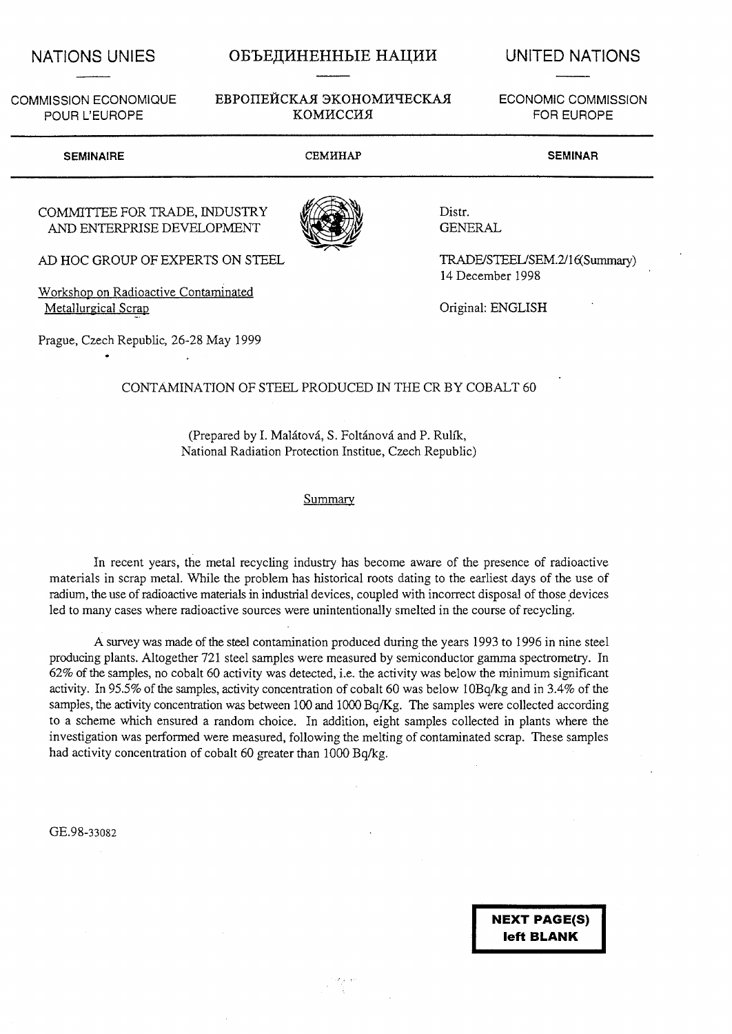NATIONS UNIES

COMMISSION ECONOMIQUE POUR L'EUROPE

ОБЪЕДИНЕННЫЕ НАЦИИ

ЕВРОПЕЙСКАЯ ЭКОНОМИЧЕСКАЯ КОМИССИЯ

UNITED NATIONS

ECONOMIC COMMISSION FOR EUROPE

**SEMINAIRE** СЕМИНАР **SEMINAR**

COMMITTEE FOR TRADE, INDUSTRY AND ENTERPRISE DEVELOPMENT

AD HOC GROUP OF EXPERTS ON STEEL

Workshop on Radioactive Contaminated Metallurgical Scrap

Prague, Czech Republic, 26-28 May 1999

Distr.
GENERAL

TRADE/STEEL/SEM.2/16(Summary)
14 December 1998

Original: ENGLISH

# CONTAMINATION OF STEEL PRODUCED IN THE CR BY COBALT 60

(Prepared by I. Malátová, S. Foltánová and P. Rulík, National Radiation Protection Institue, Czech Republic)

## Summary

In recent years, the metal recycling industry has become aware of the presence of radioactive materials in scrap metal. While the problem has historical roots dating to the earliest days of the use of radium, the use of radioactive materials in industrial devices, coupled with incorrect disposal of those devices led to many cases where radioactive sources were unintentionally smelted in the course of recycling.

A survey was made of the steel contamination produced during the years 1993 to 1996 in nine steel producing plants. Altogether 721 steel samples were measured by semiconductor gamma spectrometry. In 62% of the samples, no cobalt 60 activity was detected, i.e. the activity was below the minimum significant activity. In 95.5% of the samples, activity concentration of cobalt 60 was below 10Bq/kg and in 3.4% of the samples, the activity concentration was between 100 and 1000 Bq/Kg. The samples were collected according to a scheme which ensured a random choice. In addition, eight samples collected in plants where the investigation was performed were measured, following the melting of contaminated scrap. These samples had activity concentration of cobalt 60 greater than 1000 Bq/kg.

GE.98-33082

**NEXT PAGE(S) left BLANK**